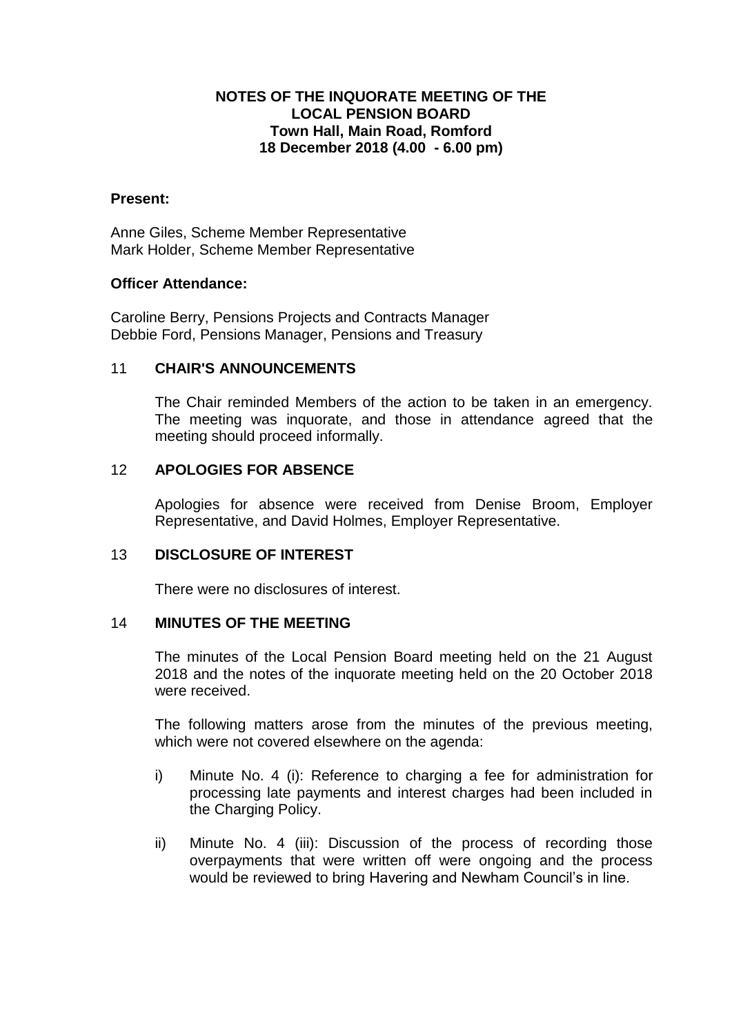**NOTES OF THE INQUORATE MEETING OF THE LOCAL PENSION BOARD**
**Town Hall, Main Road, Romford**
**18 December 2018 (4.00 - 6.00 pm)**

**Present:**

Anne Giles, Scheme Member Representative
Mark Holder, Scheme Member Representative

**Officer Attendance:**

Caroline Berry, Pensions Projects and Contracts Manager
Debbie Ford, Pensions Manager, Pensions and Treasury

## 11 CHAIR'S ANNOUNCEMENTS

The Chair reminded Members of the action to be taken in an emergency. The meeting was inquorate, and those in attendance agreed that the meeting should proceed informally.

## 12 APOLOGIES FOR ABSENCE

Apologies for absence were received from Denise Broom, Employer Representative, and David Holmes, Employer Representative.

## 13 DISCLOSURE OF INTEREST

There were no disclosures of interest.

## 14 MINUTES OF THE MEETING

The minutes of the Local Pension Board meeting held on the 21 August 2018 and the notes of the inquorate meeting held on the 20 October 2018 were received.

The following matters arose from the minutes of the previous meeting, which were not covered elsewhere on the agenda:

i) Minute No. 4 (i): Reference to charging a fee for administration for processing late payments and interest charges had been included in the Charging Policy.

ii) Minute No. 4 (iii): Discussion of the process of recording those overpayments that were written off were ongoing and the process would be reviewed to bring Havering and Newham Council's in line.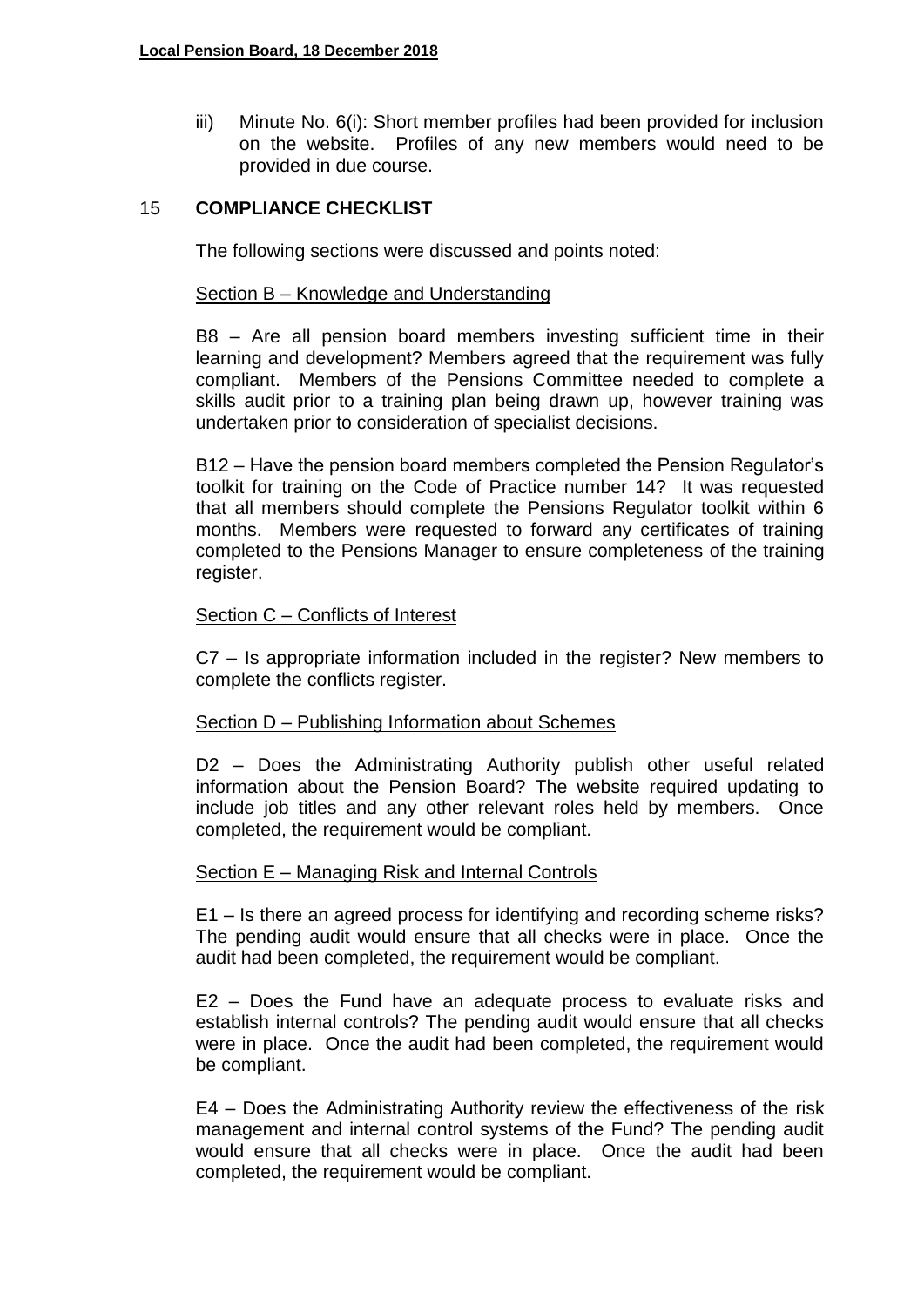iii) Minute No. 6(i): Short member profiles had been provided for inclusion on the website. Profiles of any new members would need to be provided in due course.

## 15 COMPLIANCE CHECKLIST

The following sections were discussed and points noted:

<u>Section B – Knowledge and Understanding</u>

B8 – Are all pension board members investing sufficient time in their learning and development? Members agreed that the requirement was fully compliant. Members of the Pensions Committee needed to complete a skills audit prior to a training plan being drawn up, however training was undertaken prior to consideration of specialist decisions.

B12 – Have the pension board members completed the Pension Regulator's toolkit for training on the Code of Practice number 14? It was requested that all members should complete the Pensions Regulator toolkit within 6 months. Members were requested to forward any certificates of training completed to the Pensions Manager to ensure completeness of the training register.

<u>Section C – Conflicts of Interest</u>

C7 – Is appropriate information included in the register? New members to complete the conflicts register.

<u>Section D – Publishing Information about Schemes</u>

D2 – Does the Administrating Authority publish other useful related information about the Pension Board? The website required updating to include job titles and any other relevant roles held by members. Once completed, the requirement would be compliant.

<u>Section E – Managing Risk and Internal Controls</u>

E1 – Is there an agreed process for identifying and recording scheme risks? The pending audit would ensure that all checks were in place. Once the audit had been completed, the requirement would be compliant.

E2 – Does the Fund have an adequate process to evaluate risks and establish internal controls? The pending audit would ensure that all checks were in place. Once the audit had been completed, the requirement would be compliant.

E4 – Does the Administrating Authority review the effectiveness of the risk management and internal control systems of the Fund? The pending audit would ensure that all checks were in place. Once the audit had been completed, the requirement would be compliant.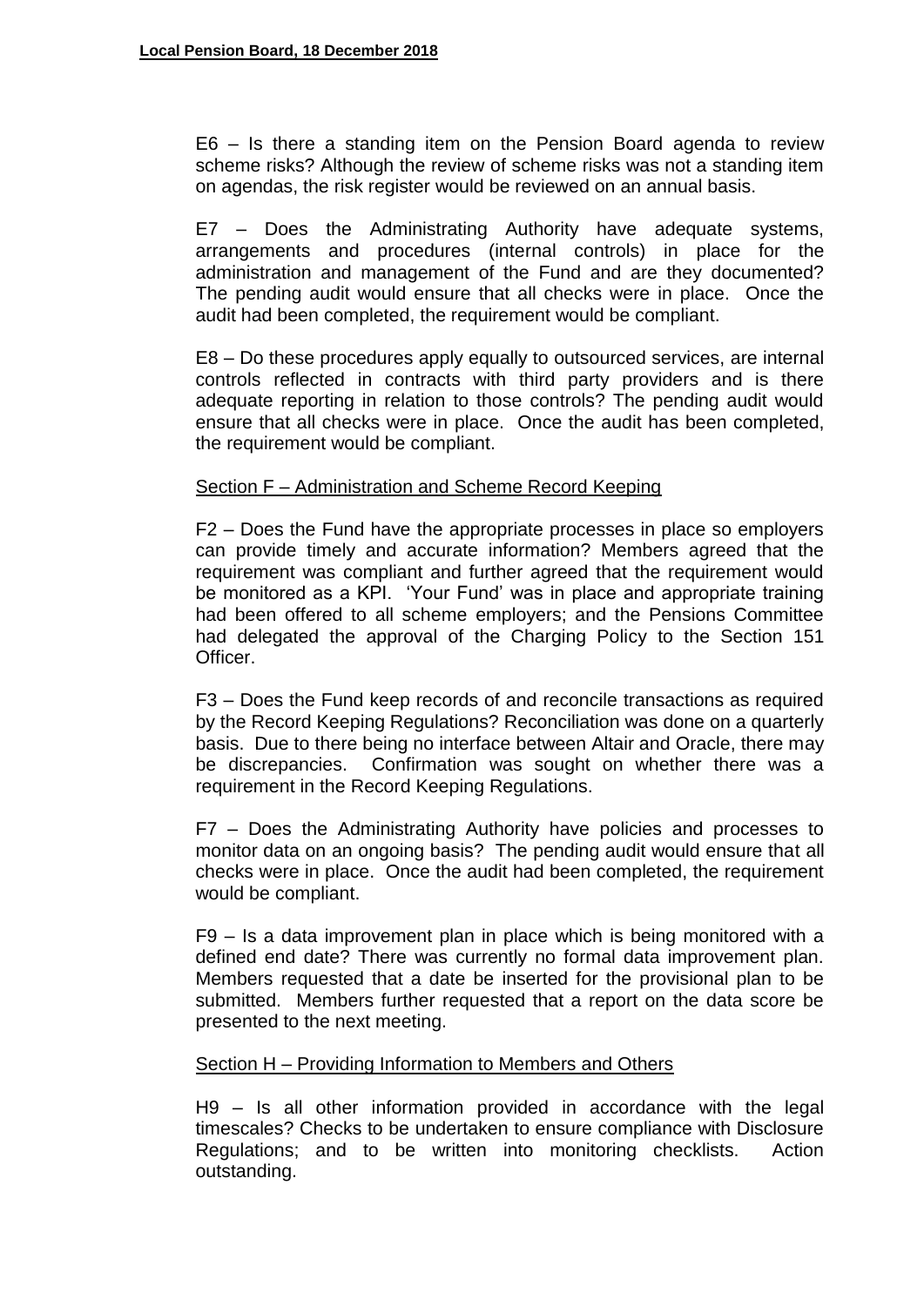E6 – Is there a standing item on the Pension Board agenda to review scheme risks? Although the review of scheme risks was not a standing item on agendas, the risk register would be reviewed on an annual basis.

E7 – Does the Administrating Authority have adequate systems, arrangements and procedures (internal controls) in place for the administration and management of the Fund and are they documented? The pending audit would ensure that all checks were in place. Once the audit had been completed, the requirement would be compliant.

E8 – Do these procedures apply equally to outsourced services, are internal controls reflected in contracts with third party providers and is there adequate reporting in relation to those controls? The pending audit would ensure that all checks were in place. Once the audit has been completed, the requirement would be compliant.

Section F – Administration and Scheme Record Keeping

F2 – Does the Fund have the appropriate processes in place so employers can provide timely and accurate information? Members agreed that the requirement was compliant and further agreed that the requirement would be monitored as a KPI. 'Your Fund' was in place and appropriate training had been offered to all scheme employers; and the Pensions Committee had delegated the approval of the Charging Policy to the Section 151 Officer.

F3 – Does the Fund keep records of and reconcile transactions as required by the Record Keeping Regulations? Reconciliation was done on a quarterly basis. Due to there being no interface between Altair and Oracle, there may be discrepancies. Confirmation was sought on whether there was a requirement in the Record Keeping Regulations.

F7 – Does the Administrating Authority have policies and processes to monitor data on an ongoing basis? The pending audit would ensure that all checks were in place. Once the audit had been completed, the requirement would be compliant.

F9 – Is a data improvement plan in place which is being monitored with a defined end date? There was currently no formal data improvement plan. Members requested that a date be inserted for the provisional plan to be submitted. Members further requested that a report on the data score be presented to the next meeting.

Section H – Providing Information to Members and Others

H9 – Is all other information provided in accordance with the legal timescales? Checks to be undertaken to ensure compliance with Disclosure Regulations; and to be written into monitoring checklists. Action outstanding.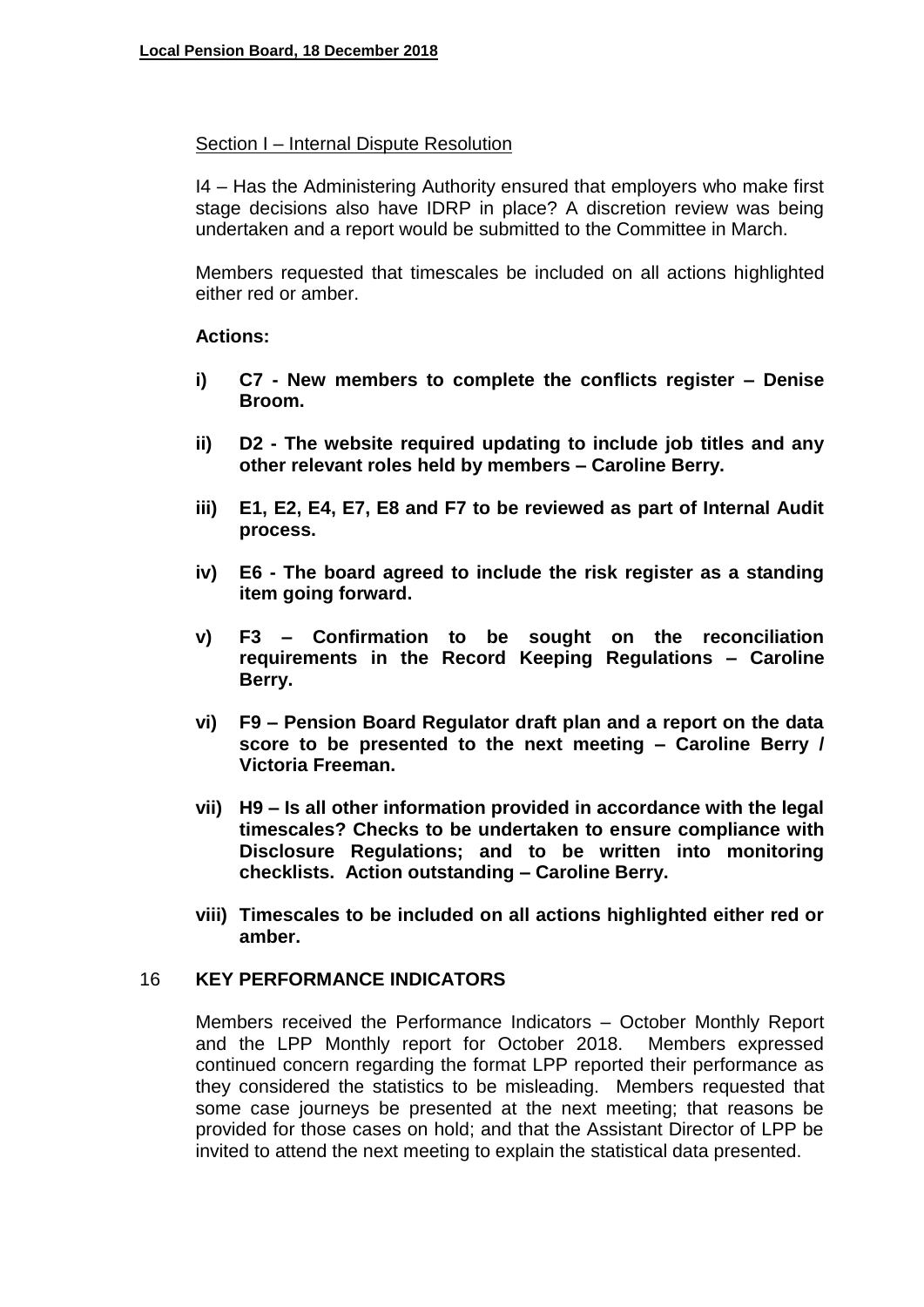Section I – Internal Dispute Resolution

I4 – Has the Administering Authority ensured that employers who make first stage decisions also have IDRP in place? A discretion review was being undertaken and a report would be submitted to the Committee in March.

Members requested that timescales be included on all actions highlighted either red or amber.

**Actions:**

- **i) C7 - New members to complete the conflicts register – Denise Broom.**
- **ii) D2 - The website required updating to include job titles and any other relevant roles held by members – Caroline Berry.**
- **iii) E1, E2, E4, E7, E8 and F7 to be reviewed as part of Internal Audit process.**
- **iv) E6 - The board agreed to include the risk register as a standing item going forward.**
- **v) F3 – Confirmation to be sought on the reconciliation requirements in the Record Keeping Regulations – Caroline Berry.**
- **vi) F9 – Pension Board Regulator draft plan and a report on the data score to be presented to the next meeting – Caroline Berry / Victoria Freeman.**
- **vii) H9 – Is all other information provided in accordance with the legal timescales? Checks to be undertaken to ensure compliance with Disclosure Regulations; and to be written into monitoring checklists. Action outstanding – Caroline Berry.**
- **viii) Timescales to be included on all actions highlighted either red or amber.**

## 16 KEY PERFORMANCE INDICATORS

Members received the Performance Indicators – October Monthly Report and the LPP Monthly report for October 2018. Members expressed continued concern regarding the format LPP reported their performance as they considered the statistics to be misleading. Members requested that some case journeys be presented at the next meeting; that reasons be provided for those cases on hold; and that the Assistant Director of LPP be invited to attend the next meeting to explain the statistical data presented.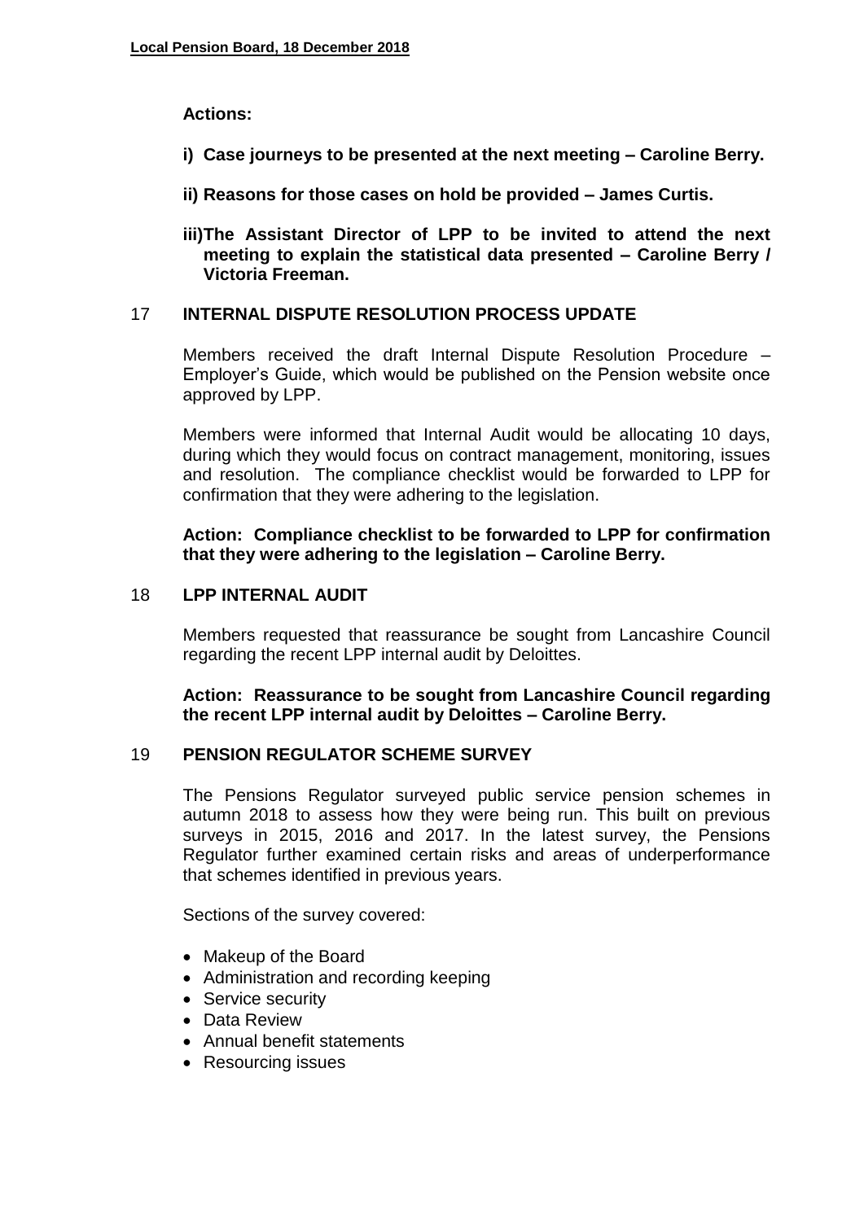**Actions:**

**i) Case journeys to be presented at the next meeting – Caroline Berry.**

**ii) Reasons for those cases on hold be provided – James Curtis.**

**iii) The Assistant Director of LPP to be invited to attend the next meeting to explain the statistical data presented – Caroline Berry / Victoria Freeman.**

## 17 INTERNAL DISPUTE RESOLUTION PROCESS UPDATE

Members received the draft Internal Dispute Resolution Procedure – Employer's Guide, which would be published on the Pension website once approved by LPP.

Members were informed that Internal Audit would be allocating 10 days, during which they would focus on contract management, monitoring, issues and resolution. The compliance checklist would be forwarded to LPP for confirmation that they were adhering to the legislation.

**Action: Compliance checklist to be forwarded to LPP for confirmation that they were adhering to the legislation – Caroline Berry.**

## 18 LPP INTERNAL AUDIT

Members requested that reassurance be sought from Lancashire Council regarding the recent LPP internal audit by Deloittes.

**Action: Reassurance to be sought from Lancashire Council regarding the recent LPP internal audit by Deloittes – Caroline Berry.**

## 19 PENSION REGULATOR SCHEME SURVEY

The Pensions Regulator surveyed public service pension schemes in autumn 2018 to assess how they were being run. This built on previous surveys in 2015, 2016 and 2017. In the latest survey, the Pensions Regulator further examined certain risks and areas of underperformance that schemes identified in previous years.

Sections of the survey covered:

- Makeup of the Board
- Administration and recording keeping
- Service security
- Data Review
- Annual benefit statements
- Resourcing issues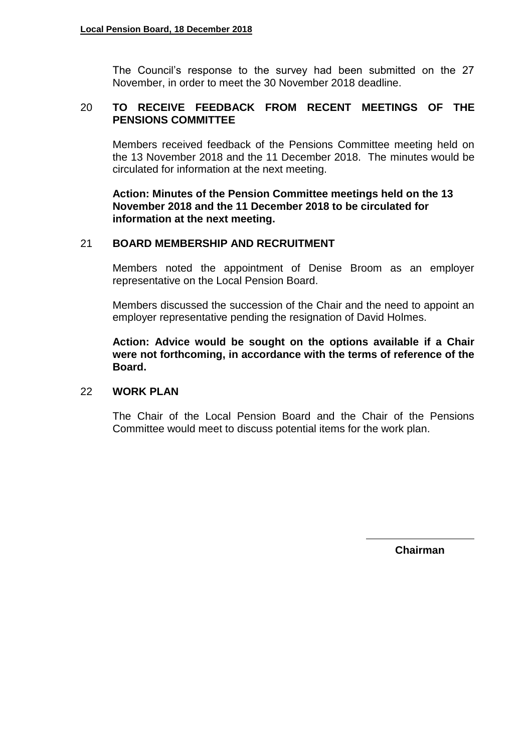The Council's response to the survey had been submitted on the 27 November, in order to meet the 30 November 2018 deadline.

## 20 TO RECEIVE FEEDBACK FROM RECENT MEETINGS OF THE PENSIONS COMMITTEE

Members received feedback of the Pensions Committee meeting held on the 13 November 2018 and the 11 December 2018. The minutes would be circulated for information at the next meeting.

**Action: Minutes of the Pension Committee meetings held on the 13 November 2018 and the 11 December 2018 to be circulated for information at the next meeting.**

## 21 BOARD MEMBERSHIP AND RECRUITMENT

Members noted the appointment of Denise Broom as an employer representative on the Local Pension Board.

Members discussed the succession of the Chair and the need to appoint an employer representative pending the resignation of David Holmes.

**Action: Advice would be sought on the options available if a Chair were not forthcoming, in accordance with the terms of reference of the Board.**

## 22 WORK PLAN

The Chair of the Local Pension Board and the Chair of the Pensions Committee would meet to discuss potential items for the work plan.

**Chairman**